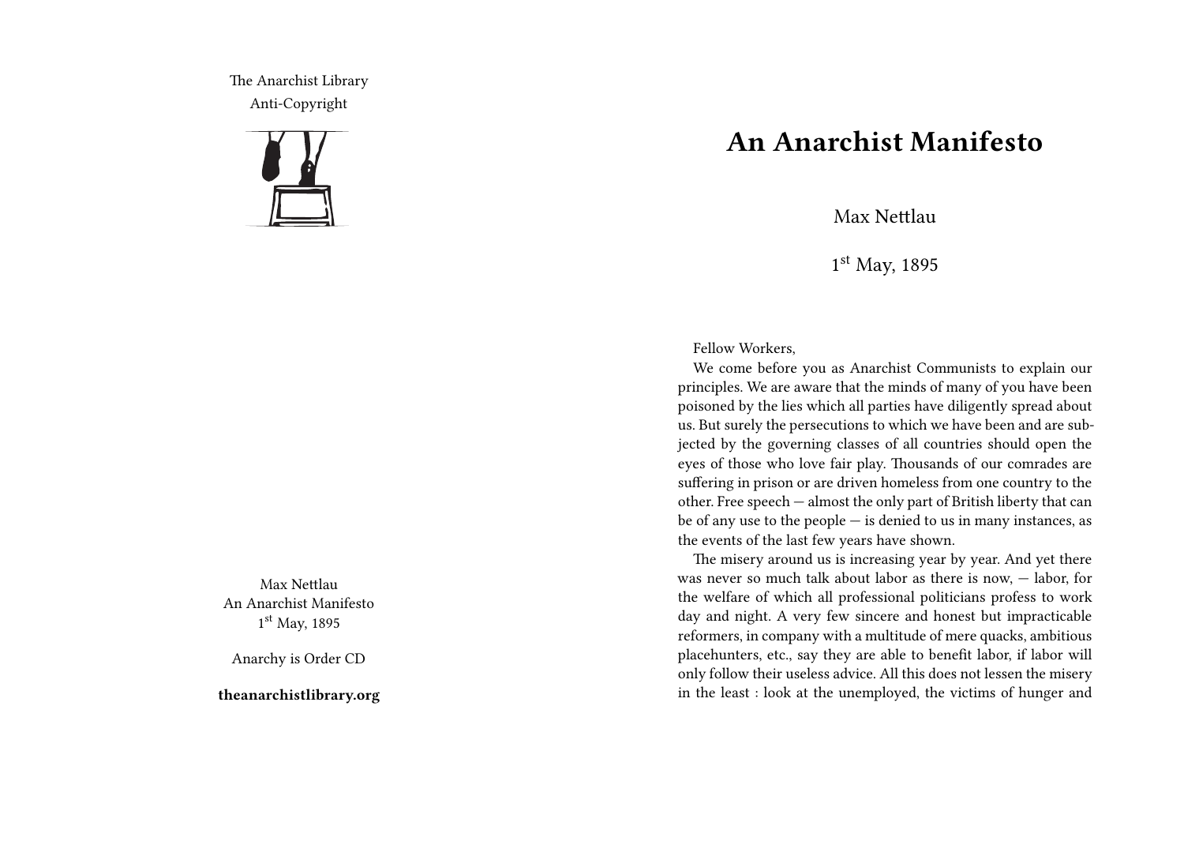The Anarchist Library
Anti-Copyright

Max Nettlau
An Anarchist Manifesto
1st May, 1895

Anarchy is Order CD

**theanarchistlibrary.org**

# An Anarchist Manifesto

Max Nettlau

1st May, 1895

Fellow Workers,

We come before you as Anarchist Communists to explain our principles. We are aware that the minds of many of you have been poisoned by the lies which all parties have diligently spread about us. But surely the persecutions to which we have been and are subjected by the governing classes of all countries should open the eyes of those who love fair play. Thousands of our comrades are suffering in prison or are driven homeless from one country to the other. Free speech — almost the only part of British liberty that can be of any use to the people — is denied to us in many instances, as the events of the last few years have shown.

The misery around us is increasing year by year. And yet there was never so much talk about labor as there is now, — labor, for the welfare of which all professional politicians profess to work day and night. A very few sincere and honest but impracticable reformers, in company with a multitude of mere quacks, ambitious placehunters, etc., say they are able to benefit labor, if labor will only follow their useless advice. All this does not lessen the misery in the least : look at the unemployed, the victims of hunger and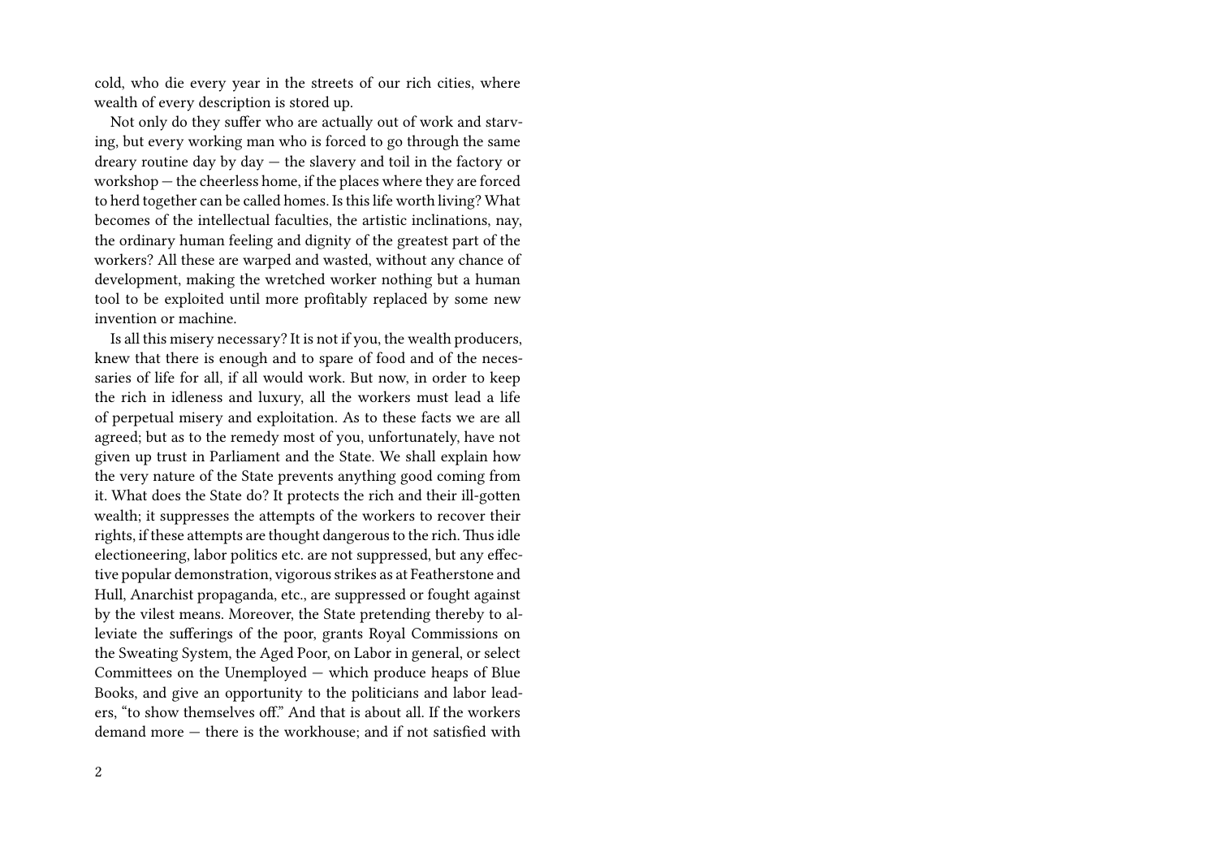cold, who die every year in the streets of our rich cities, where wealth of every description is stored up.

Not only do they suffer who are actually out of work and starving, but every working man who is forced to go through the same dreary routine day by day — the slavery and toil in the factory or workshop — the cheerless home, if the places where they are forced to herd together can be called homes. Is this life worth living? What becomes of the intellectual faculties, the artistic inclinations, nay, the ordinary human feeling and dignity of the greatest part of the workers? All these are warped and wasted, without any chance of development, making the wretched worker nothing but a human tool to be exploited until more profitably replaced by some new invention or machine.

Is all this misery necessary? It is not if you, the wealth producers, knew that there is enough and to spare of food and of the necessaries of life for all, if all would work. But now, in order to keep the rich in idleness and luxury, all the workers must lead a life of perpetual misery and exploitation. As to these facts we are all agreed; but as to the remedy most of you, unfortunately, have not given up trust in Parliament and the State. We shall explain how the very nature of the State prevents anything good coming from it. What does the State do? It protects the rich and their ill-gotten wealth; it suppresses the attempts of the workers to recover their rights, if these attempts are thought dangerous to the rich. Thus idle electioneering, labor politics etc. are not suppressed, but any effective popular demonstration, vigorous strikes as at Featherstone and Hull, Anarchist propaganda, etc., are suppressed or fought against by the vilest means. Moreover, the State pretending thereby to alleviate the sufferings of the poor, grants Royal Commissions on the Sweating System, the Aged Poor, on Labor in general, or select Committees on the Unemployed — which produce heaps of Blue Books, and give an opportunity to the politicians and labor leaders, "to show themselves off." And that is about all. If the workers demand more — there is the workhouse; and if not satisfied with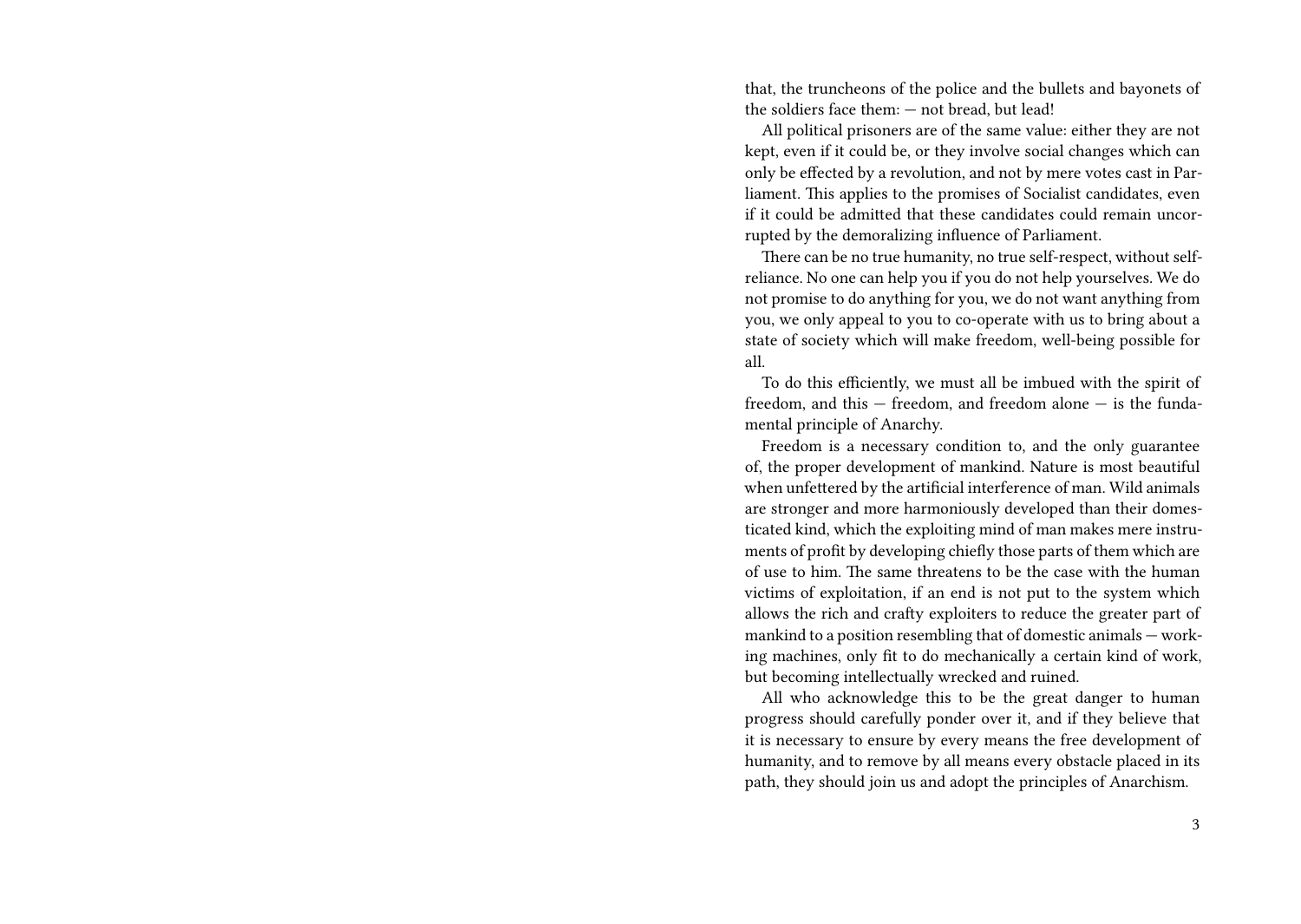that, the truncheons of the police and the bullets and bayonets of the soldiers face them: — not bread, but lead!

All political prisoners are of the same value: either they are not kept, even if it could be, or they involve social changes which can only be effected by a revolution, and not by mere votes cast in Parliament. This applies to the promises of Socialist candidates, even if it could be admitted that these candidates could remain uncorrupted by the demoralizing influence of Parliament.

There can be no true humanity, no true self-respect, without self-reliance. No one can help you if you do not help yourselves. We do not promise to do anything for you, we do not want anything from you, we only appeal to you to co-operate with us to bring about a state of society which will make freedom, well-being possible for all.

To do this efficiently, we must all be imbued with the spirit of freedom, and this — freedom, and freedom alone — is the fundamental principle of Anarchy.

Freedom is a necessary condition to, and the only guarantee of, the proper development of mankind. Nature is most beautiful when unfettered by the artificial interference of man. Wild animals are stronger and more harmoniously developed than their domesticated kind, which the exploiting mind of man makes mere instruments of profit by developing chiefly those parts of them which are of use to him. The same threatens to be the case with the human victims of exploitation, if an end is not put to the system which allows the rich and crafty exploiters to reduce the greater part of mankind to a position resembling that of domestic animals — working machines, only fit to do mechanically a certain kind of work, but becoming intellectually wrecked and ruined.

All who acknowledge this to be the great danger to human progress should carefully ponder over it, and if they believe that it is necessary to ensure by every means the free development of humanity, and to remove by all means every obstacle placed in its path, they should join us and adopt the principles of Anarchism.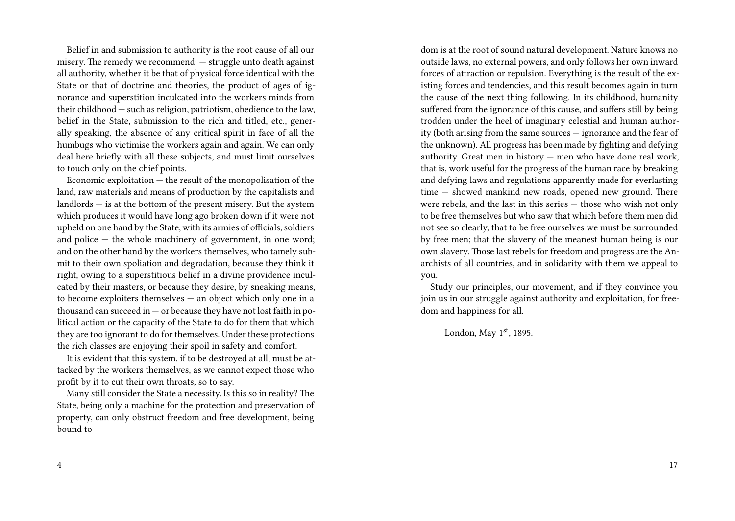Belief in and submission to authority is the root cause of all our misery. The remedy we recommend: — struggle unto death against all authority, whether it be that of physical force identical with the State or that of doctrine and theories, the product of ages of ignorance and superstition inculcated into the workers minds from their childhood — such as religion, patriotism, obedience to the law, belief in the State, submission to the rich and titled, etc., generally speaking, the absence of any critical spirit in face of all the humbugs who victimise the workers again and again. We can only deal here briefly with all these subjects, and must limit ourselves to touch only on the chief points.

Economic exploitation — the result of the monopolisation of the land, raw materials and means of production by the capitalists and landlords — is at the bottom of the present misery. But the system which produces it would have long ago broken down if it were not upheld on one hand by the State, with its armies of officials, soldiers and police — the whole machinery of government, in one word; and on the other hand by the workers themselves, who tamely submit to their own spoliation and degradation, because they think it right, owing to a superstitious belief in a divine providence inculcated by their masters, or because they desire, by sneaking means, to become exploiters themselves — an object which only one in a thousand can succeed in — or because they have not lost faith in political action or the capacity of the State to do for them that which they are too ignorant to do for themselves. Under these protections the rich classes are enjoying their spoil in safety and comfort.

It is evident that this system, if to be destroyed at all, must be attacked by the workers themselves, as we cannot expect those who profit by it to cut their own throats, so to say.

Many still consider the State a necessity. Is this so in reality? The State, being only a machine for the protection and preservation of property, can only obstruct freedom and free development, being bound to

dom is at the root of sound natural development. Nature knows no outside laws, no external powers, and only follows her own inward forces of attraction or repulsion. Everything is the result of the existing forces and tendencies, and this result becomes again in turn the cause of the next thing following. In its childhood, humanity suffered from the ignorance of this cause, and suffers still by being trodden under the heel of imaginary celestial and human authority (both arising from the same sources — ignorance and the fear of the unknown). All progress has been made by fighting and defying authority. Great men in history — men who have done real work, that is, work useful for the progress of the human race by breaking and defying laws and regulations apparently made for everlasting time — showed mankind new roads, opened new ground. There were rebels, and the last in this series — those who wish not only to be free themselves but who saw that which before them men did not see so clearly, that to be free ourselves we must be surrounded by free men; that the slavery of the meanest human being is our own slavery. Those last rebels for freedom and progress are the Anarchists of all countries, and in solidarity with them we appeal to you.

Study our principles, our movement, and if they convince you join us in our struggle against authority and exploitation, for freedom and happiness for all.

London, May 1st, 1895.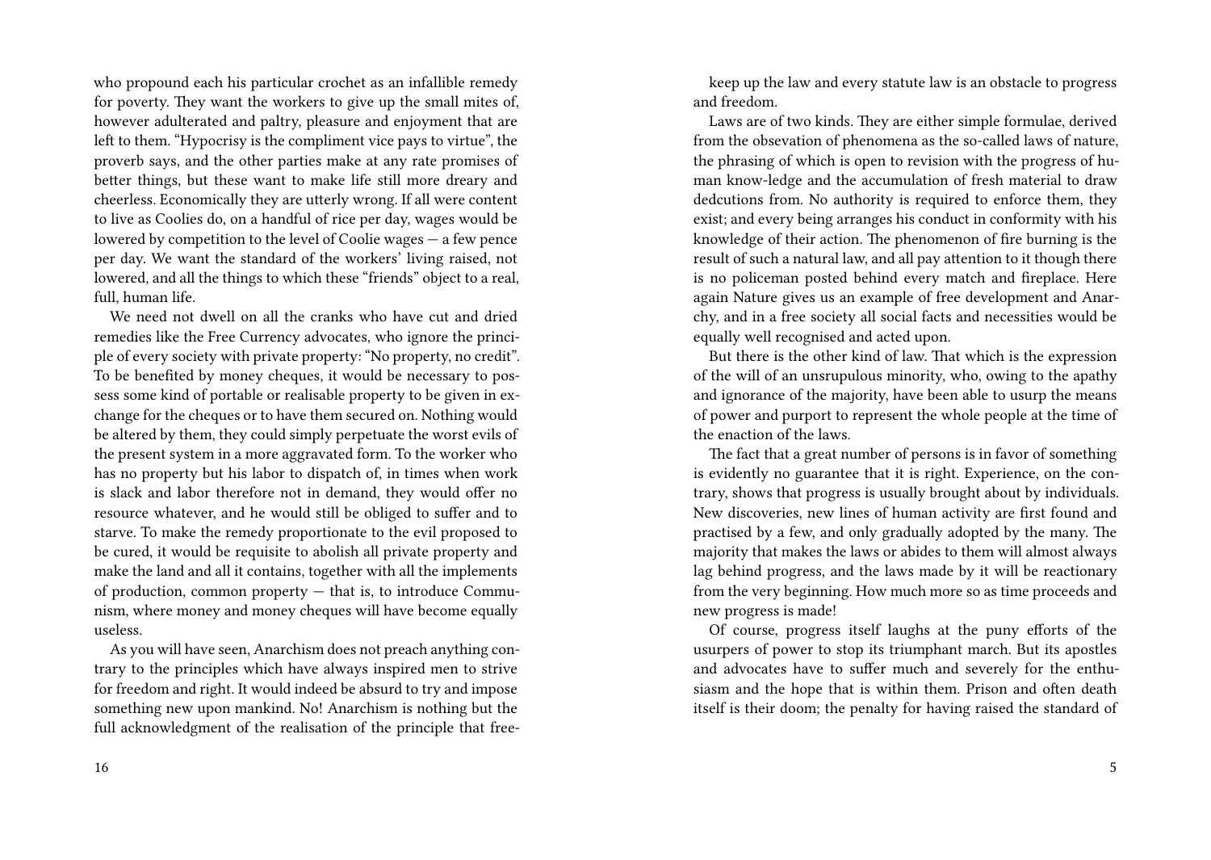who propound each his particular crochet as an infallible remedy for poverty. They want the workers to give up the small mites of, however adulterated and paltry, pleasure and enjoyment that are left to them. "Hypocrisy is the compliment vice pays to virtue", the proverb says, and the other parties make at any rate promises of better things, but these want to make life still more dreary and cheerless. Economically they are utterly wrong. If all were content to live as Coolies do, on a handful of rice per day, wages would be lowered by competition to the level of Coolie wages — a few pence per day. We want the standard of the workers' living raised, not lowered, and all the things to which these "friends" object to a real, full, human life.

We need not dwell on all the cranks who have cut and dried remedies like the Free Currency advocates, who ignore the principle of every society with private property: "No property, no credit". To be benefited by money cheques, it would be necessary to possess some kind of portable or realisable property to be given in exchange for the cheques or to have them secured on. Nothing would be altered by them, they could simply perpetuate the worst evils of the present system in a more aggravated form. To the worker who has no property but his labor to dispatch of, in times when work is slack and labor therefore not in demand, they would offer no resource whatever, and he would still be obliged to suffer and to starve. To make the remedy proportionate to the evil proposed to be cured, it would be requisite to abolish all private property and make the land and all it contains, together with all the implements of production, common property — that is, to introduce Communism, where money and money cheques will have become equally useless.

As you will have seen, Anarchism does not preach anything contrary to the principles which have always inspired men to strive for freedom and right. It would indeed be absurd to try and impose something new upon mankind. No! Anarchism is nothing but the full acknowledgment of the realisation of the principle that free-

keep up the law and every statute law is an obstacle to progress and freedom.

Laws are of two kinds. They are either simple formulae, derived from the obsevation of phenomena as the so-called laws of nature, the phrasing of which is open to revision with the progress of human know-ledge and the accumulation of fresh material to draw dedcutions from. No authority is required to enforce them, they exist; and every being arranges his conduct in conformity with his knowledge of their action. The phenomenon of fire burning is the result of such a natural law, and all pay attention to it though there is no policeman posted behind every match and fireplace. Here again Nature gives us an example of free development and Anarchy, and in a free society all social facts and necessities would be equally well recognised and acted upon.

But there is the other kind of law. That which is the expression of the will of an unsrupulous minority, who, owing to the apathy and ignorance of the majority, have been able to usurp the means of power and purport to represent the whole people at the time of the enaction of the laws.

The fact that a great number of persons is in favor of something is evidently no guarantee that it is right. Experience, on the contrary, shows that progress is usually brought about by individuals. New discoveries, new lines of human activity are first found and practised by a few, and only gradually adopted by the many. The majority that makes the laws or abides to them will almost always lag behind progress, and the laws made by it will be reactionary from the very beginning. How much more so as time proceeds and new progress is made!

Of course, progress itself laughs at the puny efforts of the usurpers of power to stop its triumphant march. But its apostles and advocates have to suffer much and severely for the enthusiasm and the hope that is within them. Prison and often death itself is their doom; the penalty for having raised the standard of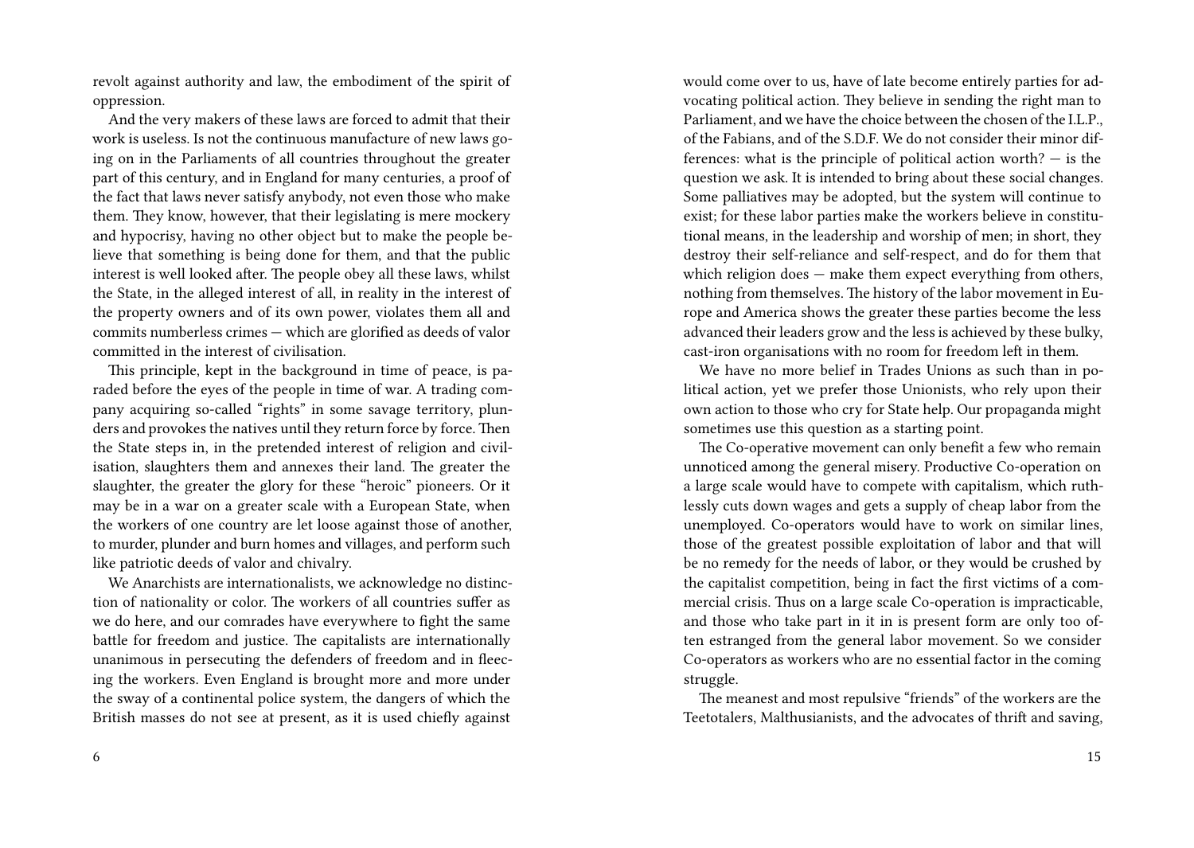revolt against authority and law, the embodiment of the spirit of oppression.

And the very makers of these laws are forced to admit that their work is useless. Is not the continuous manufacture of new laws going on in the Parliaments of all countries throughout the greater part of this century, and in England for many centuries, a proof of the fact that laws never satisfy anybody, not even those who make them. They know, however, that their legislating is mere mockery and hypocrisy, having no other object but to make the people believe that something is being done for them, and that the public interest is well looked after. The people obey all these laws, whilst the State, in the alleged interest of all, in reality in the interest of the property owners and of its own power, violates them all and commits numberless crimes — which are glorified as deeds of valor committed in the interest of civilisation.

This principle, kept in the background in time of peace, is paraded before the eyes of the people in time of war. A trading company acquiring so-called "rights" in some savage territory, plunders and provokes the natives until they return force by force. Then the State steps in, in the pretended interest of religion and civilisation, slaughters them and annexes their land. The greater the slaughter, the greater the glory for these "heroic" pioneers. Or it may be in a war on a greater scale with a European State, when the workers of one country are let loose against those of another, to murder, plunder and burn homes and villages, and perform such like patriotic deeds of valor and chivalry.

We Anarchists are internationalists, we acknowledge no distinction of nationality or color. The workers of all countries suffer as we do here, and our comrades have everywhere to fight the same battle for freedom and justice. The capitalists are internationally unanimous in persecuting the defenders of freedom and in fleecing the workers. Even England is brought more and more under the sway of a continental police system, the dangers of which the British masses do not see at present, as it is used chiefly against

would come over to us, have of late become entirely parties for advocating political action. They believe in sending the right man to Parliament, and we have the choice between the chosen of the I.L.P., of the Fabians, and of the S.D.F. We do not consider their minor differences: what is the principle of political action worth? — is the question we ask. It is intended to bring about these social changes. Some palliatives may be adopted, but the system will continue to exist; for these labor parties make the workers believe in constitutional means, in the leadership and worship of men; in short, they destroy their self-reliance and self-respect, and do for them that which religion does — make them expect everything from others, nothing from themselves. The history of the labor movement in Europe and America shows the greater these parties become the less advanced their leaders grow and the less is achieved by these bulky, cast-iron organisations with no room for freedom left in them.

We have no more belief in Trades Unions as such than in political action, yet we prefer those Unionists, who rely upon their own action to those who cry for State help. Our propaganda might sometimes use this question as a starting point.

The Co-operative movement can only benefit a few who remain unnoticed among the general misery. Productive Co-operation on a large scale would have to compete with capitalism, which ruthlessly cuts down wages and gets a supply of cheap labor from the unemployed. Co-operators would have to work on similar lines, those of the greatest possible exploitation of labor and that will be no remedy for the needs of labor, or they would be crushed by the capitalist competition, being in fact the first victims of a commercial crisis. Thus on a large scale Co-operation is impracticable, and those who take part in it in is present form are only too often estranged from the general labor movement. So we consider Co-operators as workers who are no essential factor in the coming struggle.

The meanest and most repulsive "friends" of the workers are the Teetotalers, Malthusianists, and the advocates of thrift and saving,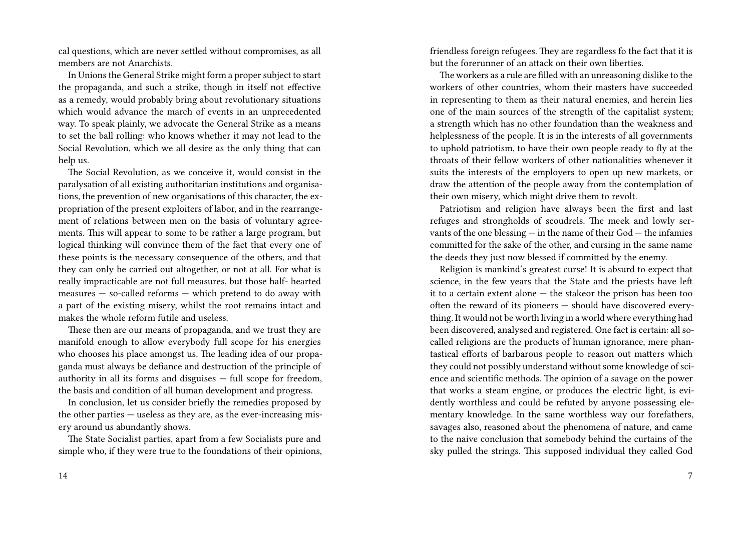cal questions, which are never settled without compromises, as all members are not Anarchists.

In Unions the General Strike might form a proper subject to start the propaganda, and such a strike, though in itself not effective as a remedy, would probably bring about revolutionary situations which would advance the march of events in an unprecedented way. To speak plainly, we advocate the General Strike as a means to set the ball rolling: who knows whether it may not lead to the Social Revolution, which we all desire as the only thing that can help us.

The Social Revolution, as we conceive it, would consist in the paralysation of all existing authoritarian institutions and organisations, the prevention of new organisations of this character, the expropriation of the present exploiters of labor, and in the rearrangement of relations between men on the basis of voluntary agreements. This will appear to some to be rather a large program, but logical thinking will convince them of the fact that every one of these points is the necessary consequence of the others, and that they can only be carried out altogether, or not at all. For what is really impracticable are not full measures, but those half- hearted measures — so-called reforms — which pretend to do away with a part of the existing misery, whilst the root remains intact and makes the whole reform futile and useless.

These then are our means of propaganda, and we trust they are manifold enough to allow everybody full scope for his energies who chooses his place amongst us. The leading idea of our propaganda must always be defiance and destruction of the principle of authority in all its forms and disguises — full scope for freedom, the basis and condition of all human development and progress.

In conclusion, let us consider briefly the remedies proposed by the other parties — useless as they are, as the ever-increasing misery around us abundantly shows.

The State Socialist parties, apart from a few Socialists pure and simple who, if they were true to the foundations of their opinions,

friendless foreign refugees. They are regardless fo the fact that it is but the forerunner of an attack on their own liberties.

The workers as a rule are filled with an unreasoning dislike to the workers of other countries, whom their masters have succeeded in representing to them as their natural enemies, and herein lies one of the main sources of the strength of the capitalist system; a strength which has no other foundation than the weakness and helplessness of the people. It is in the interests of all governments to uphold patriotism, to have their own people ready to fly at the throats of their fellow workers of other nationalities whenever it suits the interests of the employers to open up new markets, or draw the attention of the people away from the contemplation of their own misery, which might drive them to revolt.

Patriotism and religion have always been the first and last refuges and strongholds of scoudrels. The meek and lowly servants of the one blessing — in the name of their God — the infamies committed for the sake of the other, and cursing in the same name the deeds they just now blessed if committed by the enemy.

Religion is mankind's greatest curse! It is absurd to expect that science, in the few years that the State and the priests have left it to a certain extent alone — the stakeor the prison has been too often the reward of its pioneers — should have discovered everything. It would not be worth living in a world where everything had been discovered, analysed and registered. One fact is certain: all so-called religions are the products of human ignorance, mere phantastical efforts of barbarous people to reason out matters which they could not possibly understand without some knowledge of science and scientific methods. The opinion of a savage on the power that works a steam engine, or produces the electric light, is evidently worthless and could be refuted by anyone possessing elementary knowledge. In the same worthless way our forefathers, savages also, reasoned about the phenomena of nature, and came to the naive conclusion that somebody behind the curtains of the sky pulled the strings. This supposed individual they called God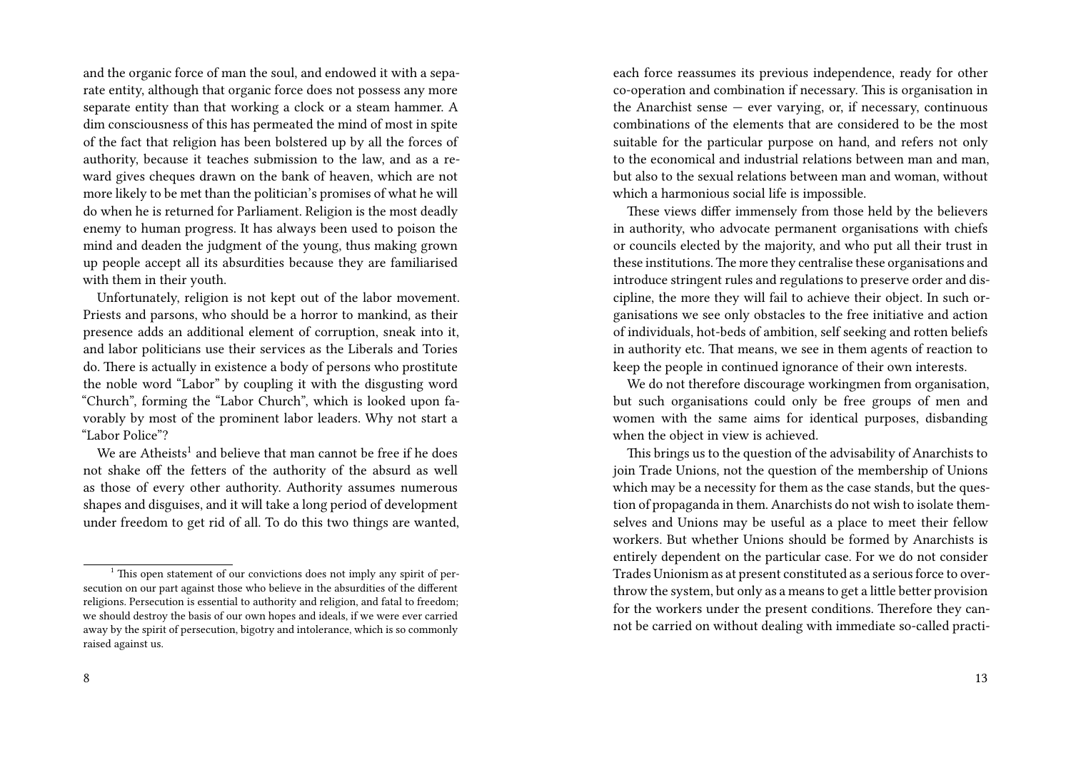and the organic force of man the soul, and endowed it with a separate entity, although that organic force does not possess any more separate entity than that working a clock or a steam hammer. A dim consciousness of this has permeated the mind of most in spite of the fact that religion has been bolstered up by all the forces of authority, because it teaches submission to the law, and as a reward gives cheques drawn on the bank of heaven, which are not more likely to be met than the politician's promises of what he will do when he is returned for Parliament. Religion is the most deadly enemy to human progress. It has always been used to poison the mind and deaden the judgment of the young, thus making grown up people accept all its absurdities because they are familiarised with them in their youth.

Unfortunately, religion is not kept out of the labor movement. Priests and parsons, who should be a horror to mankind, as their presence adds an additional element of corruption, sneak into it, and labor politicians use their services as the Liberals and Tories do. There is actually in existence a body of persons who prostitute the noble word "Labor" by coupling it with the disgusting word "Church", forming the "Labor Church", which is looked upon favorably by most of the prominent labor leaders. Why not start a "Labor Police"?

We are Atheists[1] and believe that man cannot be free if he does not shake off the fetters of the authority of the absurd as well as those of every other authority. Authority assumes numerous shapes and disguises, and it will take a long period of development under freedom to get rid of all. To do this two things are wanted,

[1] This open statement of our convictions does not imply any spirit of persecution on our part against those who believe in the absurdities of the different religions. Persecution is essential to authority and religion, and fatal to freedom; we should destroy the basis of our own hopes and ideals, if we were ever carried away by the spirit of persecution, bigotry and intolerance, which is so commonly raised against us.

each force reassumes its previous independence, ready for other co-operation and combination if necessary. This is organisation in the Anarchist sense — ever varying, or, if necessary, continuous combinations of the elements that are considered to be the most suitable for the particular purpose on hand, and refers not only to the economical and industrial relations between man and man, but also to the sexual relations between man and woman, without which a harmonious social life is impossible.

These views differ immensely from those held by the believers in authority, who advocate permanent organisations with chiefs or councils elected by the majority, and who put all their trust in these institutions. The more they centralise these organisations and introduce stringent rules and regulations to preserve order and discipline, the more they will fail to achieve their object. In such organisations we see only obstacles to the free initiative and action of individuals, hot-beds of ambition, self seeking and rotten beliefs in authority etc. That means, we see in them agents of reaction to keep the people in continued ignorance of their own interests.

We do not therefore discourage workingmen from organisation, but such organisations could only be free groups of men and women with the same aims for identical purposes, disbanding when the object in view is achieved.

This brings us to the question of the advisability of Anarchists to join Trade Unions, not the question of the membership of Unions which may be a necessity for them as the case stands, but the question of propaganda in them. Anarchists do not wish to isolate themselves and Unions may be useful as a place to meet their fellow workers. But whether Unions should be formed by Anarchists is entirely dependent on the particular case. For we do not consider Trades Unionism as at present constituted as a serious force to overthrow the system, but only as a means to get a little better provision for the workers under the present conditions. Therefore they cannot be carried on without dealing with immediate so-called practi-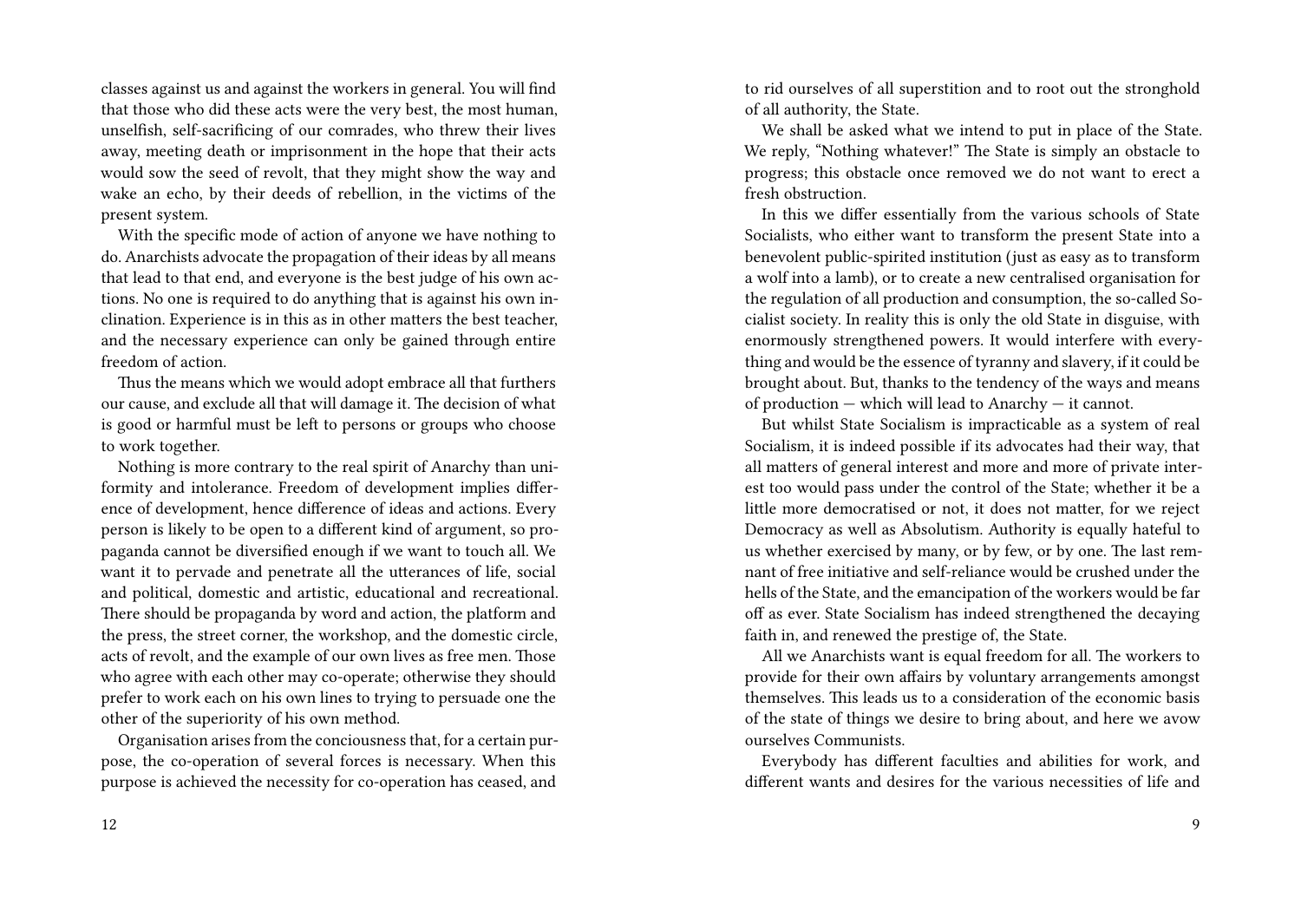classes against us and against the workers in general. You will find that those who did these acts were the very best, the most human, unselfish, self-sacrificing of our comrades, who threw their lives away, meeting death or imprisonment in the hope that their acts would sow the seed of revolt, that they might show the way and wake an echo, by their deeds of rebellion, in the victims of the present system.

With the specific mode of action of anyone we have nothing to do. Anarchists advocate the propagation of their ideas by all means that lead to that end, and everyone is the best judge of his own actions. No one is required to do anything that is against his own inclination. Experience is in this as in other matters the best teacher, and the necessary experience can only be gained through entire freedom of action.

Thus the means which we would adopt embrace all that furthers our cause, and exclude all that will damage it. The decision of what is good or harmful must be left to persons or groups who choose to work together.

Nothing is more contrary to the real spirit of Anarchy than uniformity and intolerance. Freedom of development implies difference of development, hence difference of ideas and actions. Every person is likely to be open to a different kind of argument, so propaganda cannot be diversified enough if we want to touch all. We want it to pervade and penetrate all the utterances of life, social and political, domestic and artistic, educational and recreational. There should be propaganda by word and action, the platform and the press, the street corner, the workshop, and the domestic circle, acts of revolt, and the example of our own lives as free men. Those who agree with each other may co-operate; otherwise they should prefer to work each on his own lines to trying to persuade one the other of the superiority of his own method.

Organisation arises from the conciousness that, for a certain purpose, the co-operation of several forces is necessary. When this purpose is achieved the necessity for co-operation has ceased, and

to rid ourselves of all superstition and to root out the stronghold of all authority, the State.

We shall be asked what we intend to put in place of the State. We reply, "Nothing whatever!" The State is simply an obstacle to progress; this obstacle once removed we do not want to erect a fresh obstruction.

In this we differ essentially from the various schools of State Socialists, who either want to transform the present State into a benevolent public-spirited institution (just as easy as to transform a wolf into a lamb), or to create a new centralised organisation for the regulation of all production and consumption, the so-called Socialist society. In reality this is only the old State in disguise, with enormously strengthened powers. It would interfere with everything and would be the essence of tyranny and slavery, if it could be brought about. But, thanks to the tendency of the ways and means of production — which will lead to Anarchy — it cannot.

But whilst State Socialism is impracticable as a system of real Socialism, it is indeed possible if its advocates had their way, that all matters of general interest and more and more of private interest too would pass under the control of the State; whether it be a little more democratised or not, it does not matter, for we reject Democracy as well as Absolutism. Authority is equally hateful to us whether exercised by many, or by few, or by one. The last remnant of free initiative and self-reliance would be crushed under the hells of the State, and the emancipation of the workers would be far off as ever. State Socialism has indeed strengthened the decaying faith in, and renewed the prestige of, the State.

All we Anarchists want is equal freedom for all. The workers to provide for their own affairs by voluntary arrangements amongst themselves. This leads us to a consideration of the economic basis of the state of things we desire to bring about, and here we avow ourselves Communists.

Everybody has different faculties and abilities for work, and different wants and desires for the various necessities of life and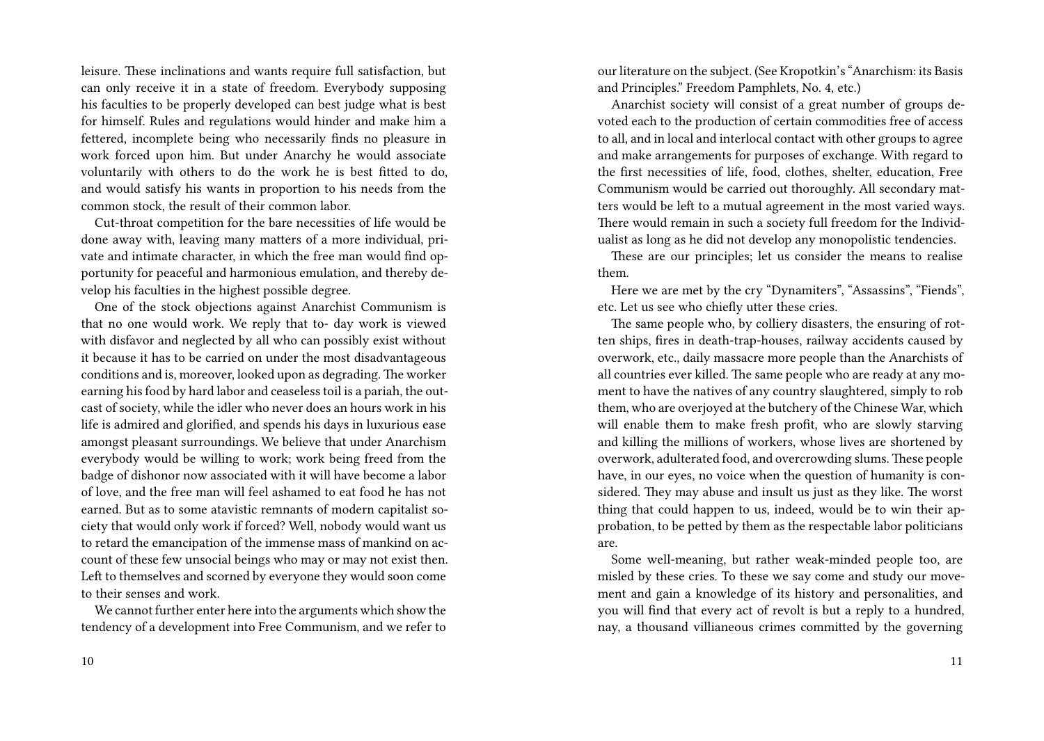leisure. These inclinations and wants require full satisfaction, but can only receive it in a state of freedom. Everybody supposing his faculties to be properly developed can best judge what is best for himself. Rules and regulations would hinder and make him a fettered, incomplete being who necessarily finds no pleasure in work forced upon him. But under Anarchy he would associate voluntarily with others to do the work he is best fitted to do, and would satisfy his wants in proportion to his needs from the common stock, the result of their common labor.

Cut-throat competition for the bare necessities of life would be done away with, leaving many matters of a more individual, private and intimate character, in which the free man would find opportunity for peaceful and harmonious emulation, and thereby develop his faculties in the highest possible degree.

One of the stock objections against Anarchist Communism is that no one would work. We reply that to- day work is viewed with disfavor and neglected by all who can possibly exist without it because it has to be carried on under the most disadvantageous conditions and is, moreover, looked upon as degrading. The worker earning his food by hard labor and ceaseless toil is a pariah, the outcast of society, while the idler who never does an hours work in his life is admired and glorified, and spends his days in luxurious ease amongst pleasant surroundings. We believe that under Anarchism everybody would be willing to work; work being freed from the badge of dishonor now associated with it will have become a labor of love, and the free man will feel ashamed to eat food he has not earned. But as to some atavistic remnants of modern capitalist society that would only work if forced? Well, nobody would want us to retard the emancipation of the immense mass of mankind on account of these few unsocial beings who may or may not exist then. Left to themselves and scorned by everyone they would soon come to their senses and work.

We cannot further enter here into the arguments which show the tendency of a development into Free Communism, and we refer to our literature on the subject. (See Kropotkin's "Anarchism: its Basis and Principles." Freedom Pamphlets, No. 4, etc.)

Anarchist society will consist of a great number of groups devoted each to the production of certain commodities free of access to all, and in local and interlocal contact with other groups to agree and make arrangements for purposes of exchange. With regard to the first necessities of life, food, clothes, shelter, education, Free Communism would be carried out thoroughly. All secondary matters would be left to a mutual agreement in the most varied ways. There would remain in such a society full freedom for the Individualist as long as he did not develop any monopolistic tendencies.

These are our principles; let us consider the means to realise them.

Here we are met by the cry "Dynamiters", "Assassins", "Fiends", etc. Let us see who chiefly utter these cries.

The same people who, by colliery disasters, the ensuring of rotten ships, fires in death-trap-houses, railway accidents caused by overwork, etc., daily massacre more people than the Anarchists of all countries ever killed. The same people who are ready at any moment to have the natives of any country slaughtered, simply to rob them, who are overjoyed at the butchery of the Chinese War, which will enable them to make fresh profit, who are slowly starving and killing the millions of workers, whose lives are shortened by overwork, adulterated food, and overcrowding slums. These people have, in our eyes, no voice when the question of humanity is considered. They may abuse and insult us just as they like. The worst thing that could happen to us, indeed, would be to win their approbation, to be petted by them as the respectable labor politicians are.

Some well-meaning, but rather weak-minded people too, are misled by these cries. To these we say come and study our movement and gain a knowledge of its history and personalities, and you will find that every act of revolt is but a reply to a hundred, nay, a thousand villianeous crimes committed by the governing